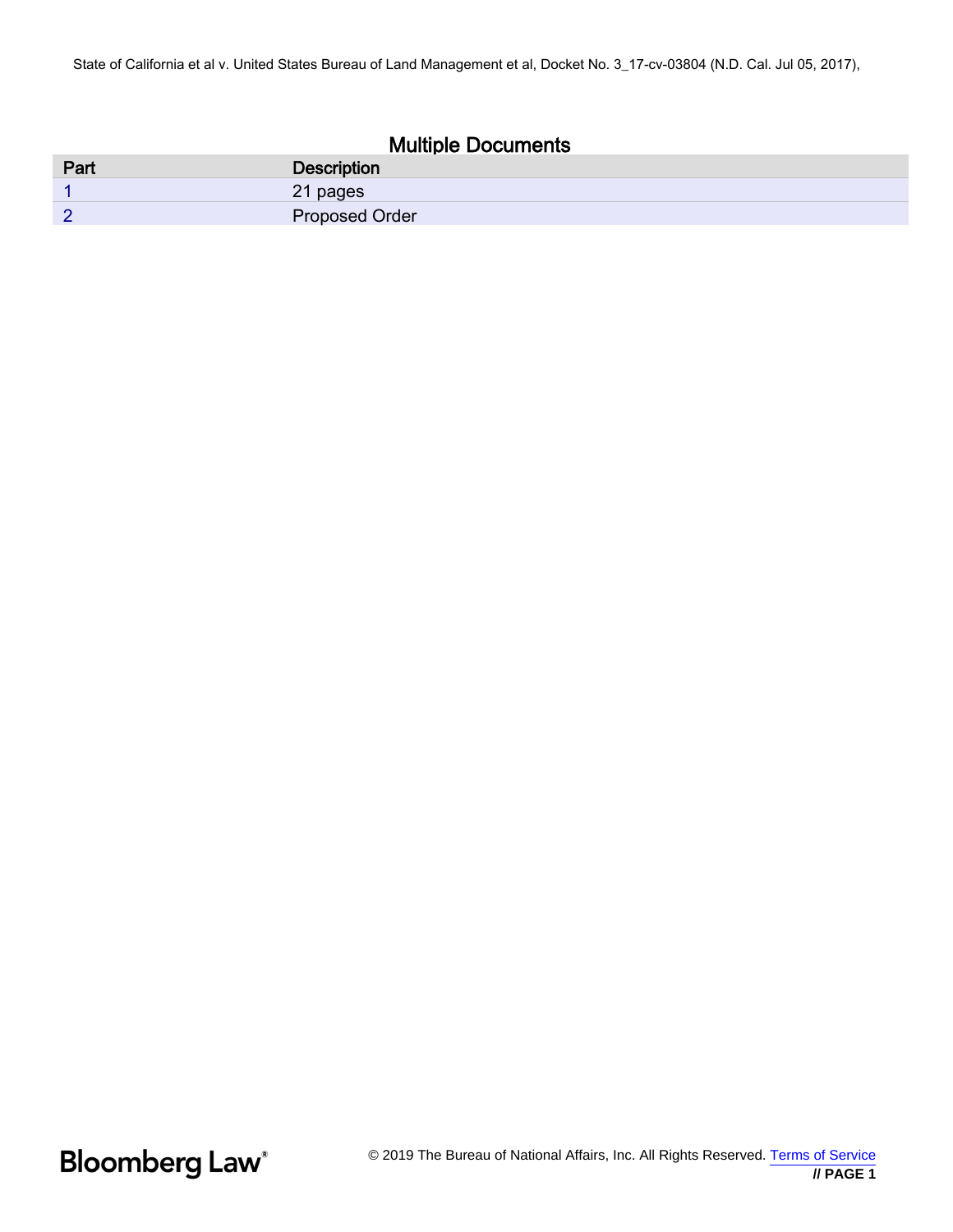State of California et al v. United States Bureau of Land Management et al, Docket No. 3_17-cv-03804 (N.D. Cal. Jul 05, 2017),

## Multiple Documents

| Part | Description |
| --- | --- |
| 1 | 21 pages |
| 2 | Proposed Order |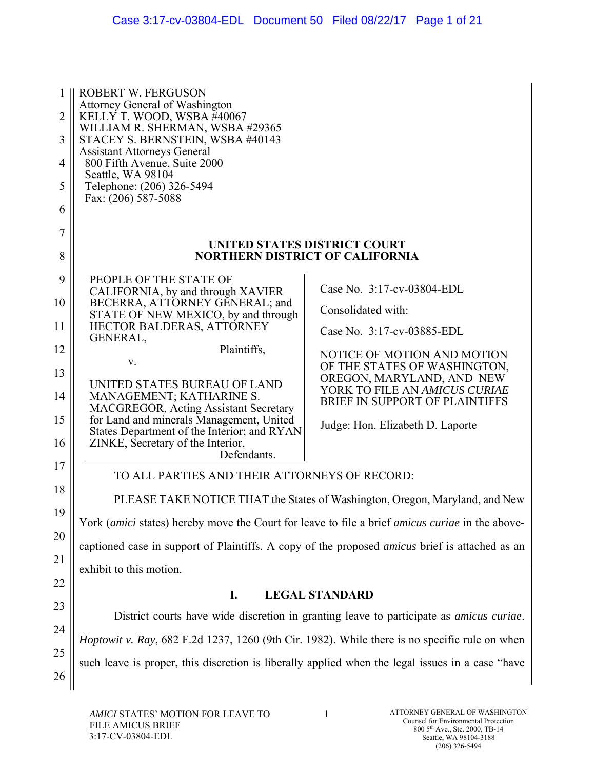ROBERT W. FERGUSON
Attorney General of Washington
KELLY T. WOOD, WSBA #40067
WILLIAM R. SHERMAN, WSBA #29365
STACEY S. BERNSTEIN, WSBA #40143
Assistant Attorneys General
800 Fifth Avenue, Suite 2000
Seattle, WA 98104
Telephone: (206) 326-5494
Fax: (206) 587-5088

**UNITED STATES DISTRICT COURT**
**NORTHERN DISTRICT OF CALIFORNIA**

PEOPLE OF THE STATE OF CALIFORNIA, by and through XAVIER BECERRA, ATTORNEY GENERAL; and STATE OF NEW MEXICO, by and through HECTOR BALDERAS, ATTORNEY GENERAL,

Plaintiffs,

v.

UNITED STATES BUREAU OF LAND MANAGEMENT; KATHARINE S. MACGREGOR, Acting Assistant Secretary for Land and minerals Management, United States Department of the Interior; and RYAN ZINKE, Secretary of the Interior,

Defendants.

Case No. 3:17-cv-03804-EDL

Consolidated with:

Case No. 3:17-cv-03885-EDL

NOTICE OF MOTION AND MOTION OF THE STATES OF WASHINGTON, OREGON, MARYLAND, AND NEW YORK TO FILE AN *AMICUS CURIAE* BRIEF IN SUPPORT OF PLAINTIFFS

Judge: Hon. Elizabeth D. Laporte

TO ALL PARTIES AND THEIR ATTORNEYS OF RECORD:

PLEASE TAKE NOTICE THAT the States of Washington, Oregon, Maryland, and New York (*amici* states) hereby move the Court for leave to file a brief *amicus curiae* in the above-captioned case in support of Plaintiffs. A copy of the proposed *amicus* brief is attached as an exhibit to this motion.

## I. LEGAL STANDARD

District courts have wide discretion in granting leave to participate as *amicus curiae*. *Hoptowit v. Ray*, 682 F.2d 1237, 1260 (9th Cir. 1982). While there is no specific rule on when such leave is proper, this discretion is liberally applied when the legal issues in a case "have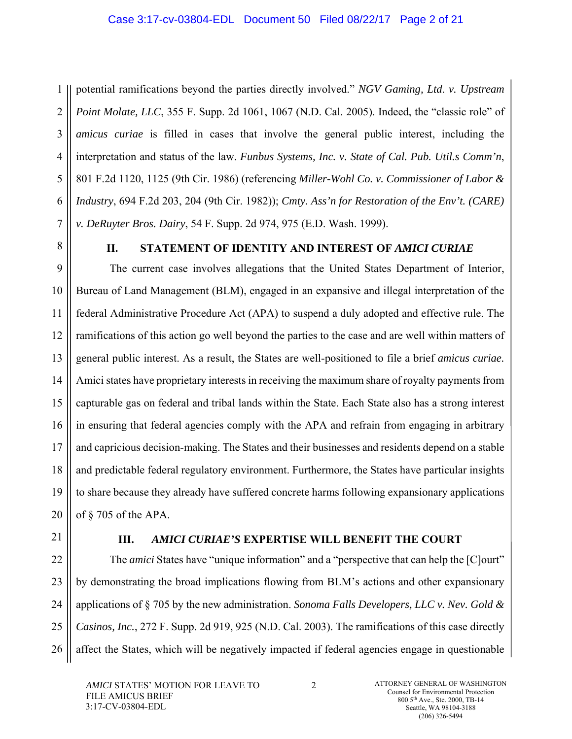potential ramifications beyond the parties directly involved." *NGV Gaming, Ltd. v. Upstream Point Molate, LLC*, 355 F. Supp. 2d 1061, 1067 (N.D. Cal. 2005). Indeed, the "classic role" of *amicus curiae* is filled in cases that involve the general public interest, including the interpretation and status of the law. *Funbus Systems, Inc. v. State of Cal. Pub. Util.s Comm'n*, 801 F.2d 1120, 1125 (9th Cir. 1986) (referencing *Miller-Wohl Co. v. Commissioner of Labor & Industry*, 694 F.2d 203, 204 (9th Cir. 1982)); *Cmty. Ass'n for Restoration of the Env't. (CARE) v. DeRuyter Bros. Dairy*, 54 F. Supp. 2d 974, 975 (E.D. Wash. 1999).

## II. STATEMENT OF IDENTITY AND INTEREST OF *AMICI CURIAE*

The current case involves allegations that the United States Department of Interior, Bureau of Land Management (BLM), engaged in an expansive and illegal interpretation of the federal Administrative Procedure Act (APA) to suspend a duly adopted and effective rule. The ramifications of this action go well beyond the parties to the case and are well within matters of general public interest. As a result, the States are well-positioned to file a brief *amicus curiae.* Amici states have proprietary interests in receiving the maximum share of royalty payments from capturable gas on federal and tribal lands within the State. Each State also has a strong interest in ensuring that federal agencies comply with the APA and refrain from engaging in arbitrary and capricious decision-making. The States and their businesses and residents depend on a stable and predictable federal regulatory environment. Furthermore, the States have particular insights to share because they already have suffered concrete harms following expansionary applications of § 705 of the APA.

## III. *AMICI CURIAE'S* EXPERTISE WILL BENEFIT THE COURT

The *amici* States have "unique information" and a "perspective that can help the [C]ourt" by demonstrating the broad implications flowing from BLM's actions and other expansionary applications of § 705 by the new administration. *Sonoma Falls Developers, LLC v. Nev. Gold & Casinos, Inc.*, 272 F. Supp. 2d 919, 925 (N.D. Cal. 2003). The ramifications of this case directly affect the States, which will be negatively impacted if federal agencies engage in questionable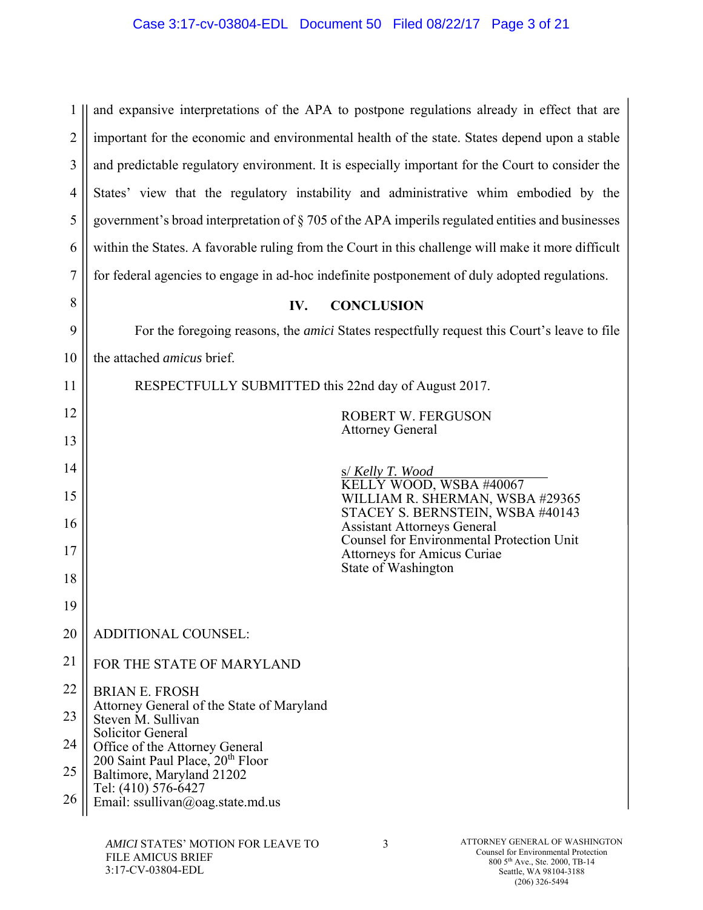and expansive interpretations of the APA to postpone regulations already in effect that are important for the economic and environmental health of the state. States depend upon a stable and predictable regulatory environment. It is especially important for the Court to consider the States' view that the regulatory instability and administrative whim embodied by the government's broad interpretation of § 705 of the APA imperils regulated entities and businesses within the States. A favorable ruling from the Court in this challenge will make it more difficult for federal agencies to engage in ad-hoc indefinite postponement of duly adopted regulations.

## IV. CONCLUSION

For the foregoing reasons, the *amici* States respectfully request this Court's leave to file the attached *amicus* brief.

RESPECTFULLY SUBMITTED this 22nd day of August 2017.

ROBERT W. FERGUSON
Attorney General

s/ *Kelly T. Wood*
KELLY WOOD, WSBA #40067
WILLIAM R. SHERMAN, WSBA #29365
STACEY S. BERNSTEIN, WSBA #40143
Assistant Attorneys General
Counsel for Environmental Protection Unit
Attorneys for Amicus Curiae
State of Washington

ADDITIONAL COUNSEL:

FOR THE STATE OF MARYLAND

BRIAN E. FROSH
Attorney General of the State of Maryland
Steven M. Sullivan
Solicitor General
Office of the Attorney General
200 Saint Paul Place, 20th Floor
Baltimore, Maryland 21202
Tel: (410) 576-6427
Email: ssullivan@oag.state.md.us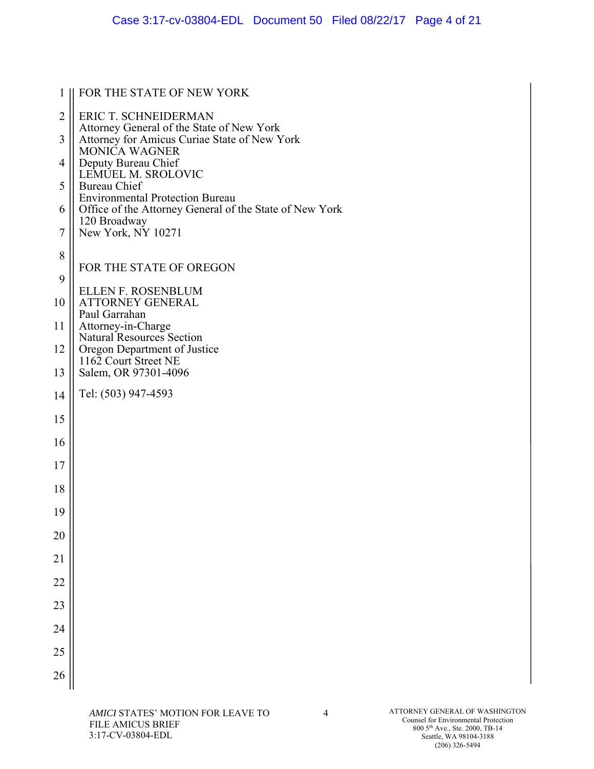FOR THE STATE OF NEW YORK

ERIC T. SCHNEIDERMAN
Attorney General of the State of New York
Attorney for Amicus Curiae State of New York
MONICA WAGNER
Deputy Bureau Chief
LEMUEL M. SROLOVIC
Bureau Chief
Environmental Protection Bureau
Office of the Attorney General of the State of New York
120 Broadway
New York, NY 10271

FOR THE STATE OF OREGON

ELLEN F. ROSENBLUM
ATTORNEY GENERAL
Paul Garrahan
Attorney-in-Charge
Natural Resources Section
Oregon Department of Justice
1162 Court Street NE
Salem, OR 97301-4096

Tel: (503) 947-4593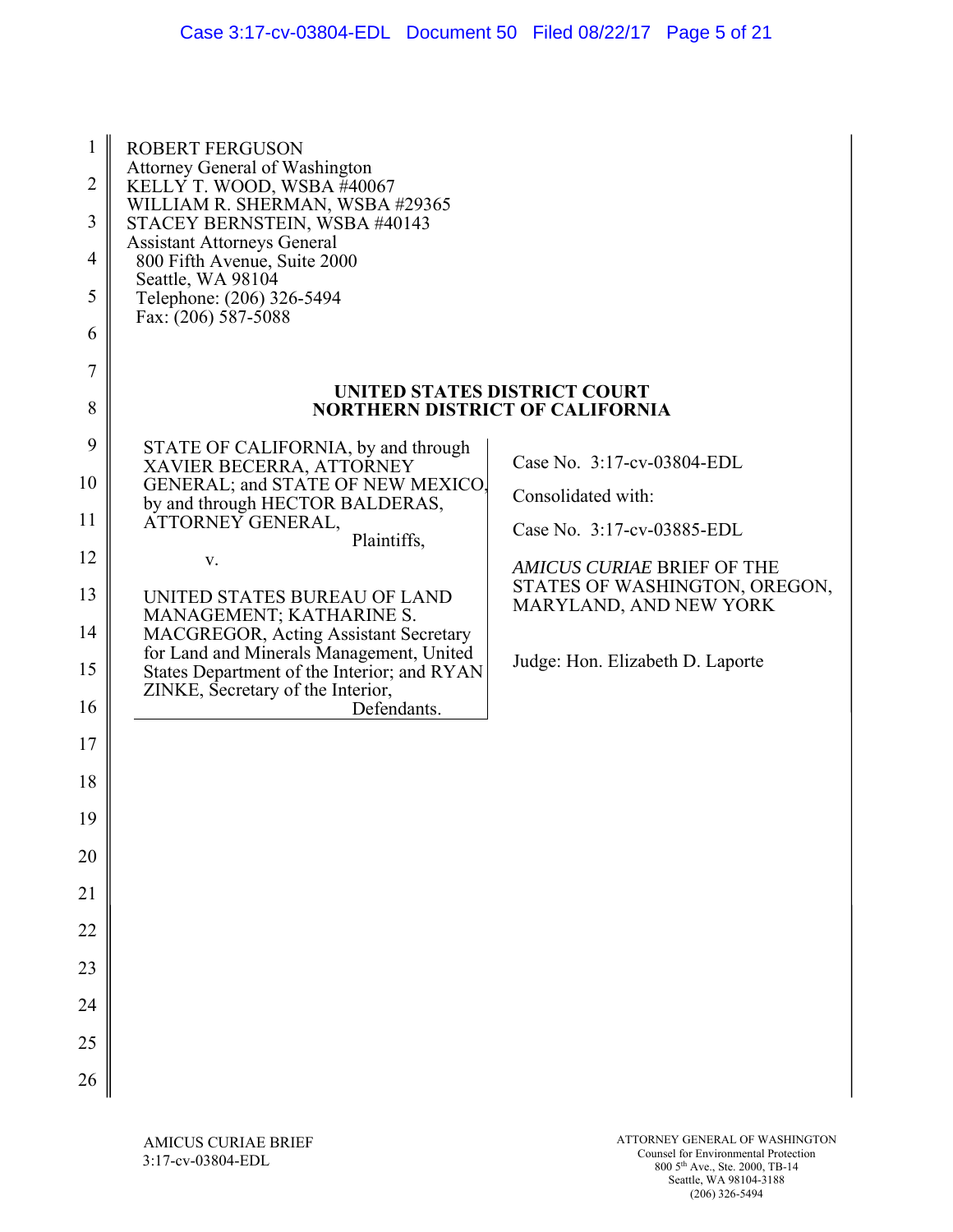ROBERT FERGUSON
Attorney General of Washington
KELLY T. WOOD, WSBA #40067
WILLIAM R. SHERMAN, WSBA #29365
STACEY BERNSTEIN, WSBA #40143
Assistant Attorneys General
800 Fifth Avenue, Suite 2000
Seattle, WA 98104
Telephone: (206) 326-5494
Fax: (206) 587-5088

**UNITED STATES DISTRICT COURT**
**NORTHERN DISTRICT OF CALIFORNIA**

| | |
|---|---|
| STATE OF CALIFORNIA, by and through XAVIER BECERRA, ATTORNEY GENERAL; and STATE OF NEW MEXICO, by and through HECTOR BALDERAS, ATTORNEY GENERAL,<br>Plaintiffs,<br>v.<br>UNITED STATES BUREAU OF LAND MANAGEMENT; KATHARINE S. MACGREGOR, Acting Assistant Secretary for Land and Minerals Management, United States Department of the Interior; and RYAN ZINKE, Secretary of the Interior,<br>Defendants. | Case No. 3:17-cv-03804-EDL<br>Consolidated with:<br>Case No. 3:17-cv-03885-EDL<br>*AMICUS CURIAE* BRIEF OF THE STATES OF WASHINGTON, OREGON, MARYLAND, AND NEW YORK<br>Judge: Hon. Elizabeth D. Laporte |

AMICUS CURIAE BRIEF
3:17-cv-03804-EDL

ATTORNEY GENERAL OF WASHINGTON
Counsel for Environmental Protection
800 5th Ave., Ste. 2000, TB-14
Seattle, WA 98104-3188
(206) 326-5494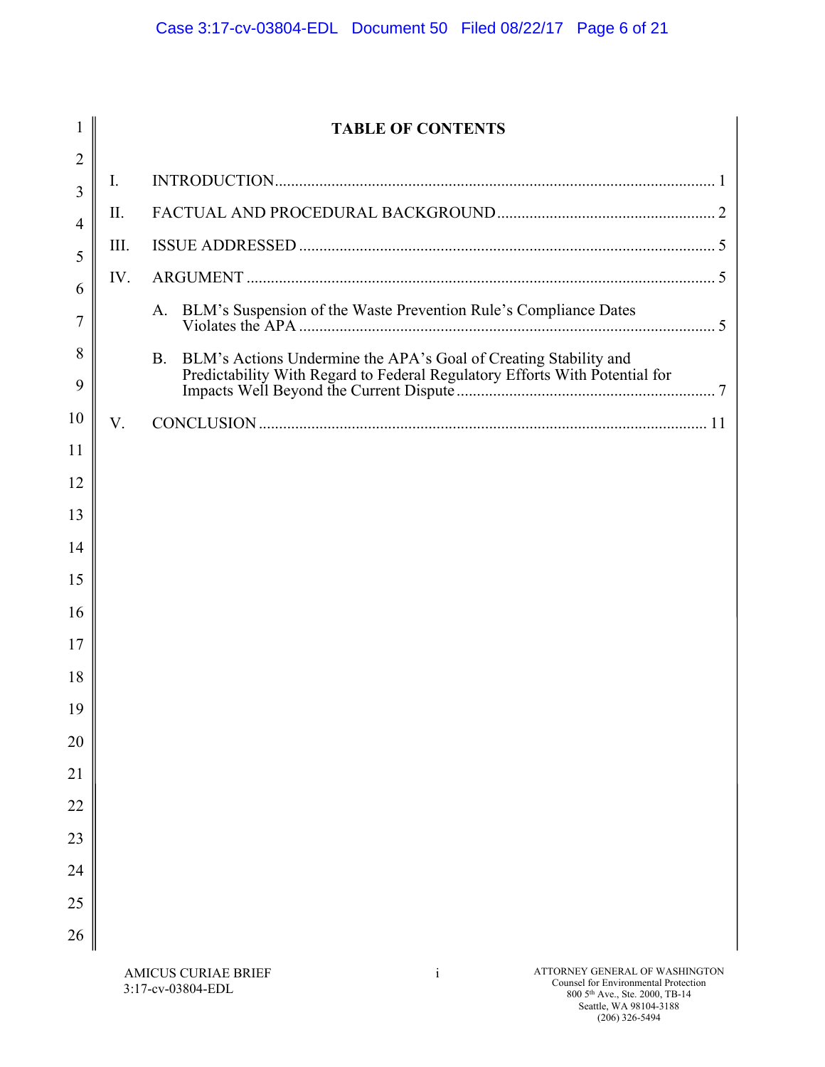# TABLE OF CONTENTS

I. INTRODUCTION ........................................................................................................ 1

II. FACTUAL AND PROCEDURAL BACKGROUND ..................................................... 2

III. ISSUE ADDRESSED ................................................................................................ 5

IV. ARGUMENT ............................................................................................................. 5

- A. BLM's Suspension of the Waste Prevention Rule's Compliance Dates Violates the APA ........................................................................................ 5
- B. BLM's Actions Undermine the APA's Goal of Creating Stability and Predictability With Regard to Federal Regulatory Efforts With Potential for Impacts Well Beyond the Current Dispute ................................................................ 7

V. CONCLUSION ........................................................................................................ 11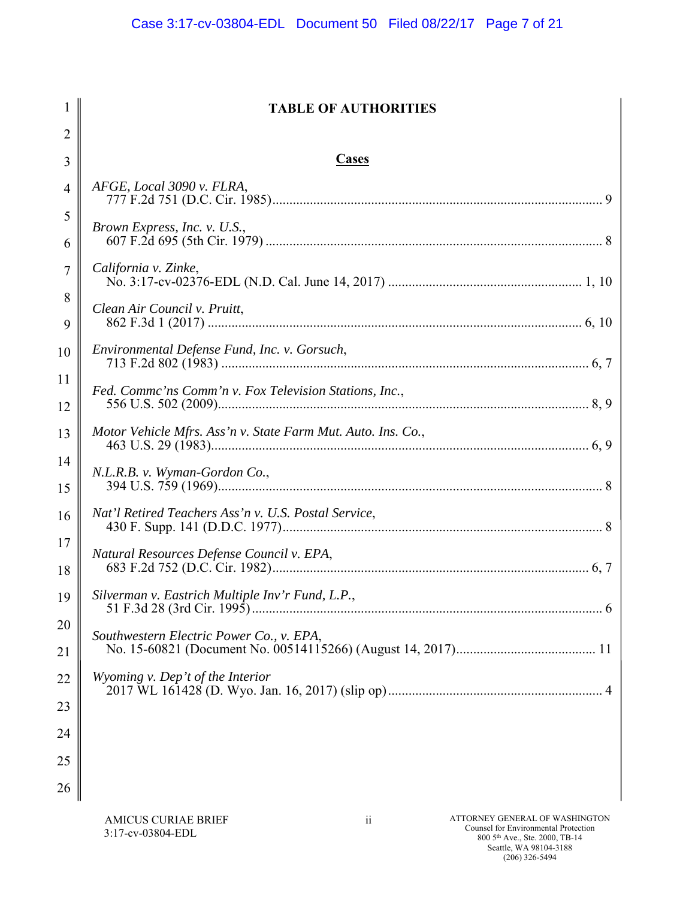## TABLE OF AUTHORITIES

### Cases

*AFGE, Local 3090 v. FLRA*,
777 F.2d 751 (D.C. Cir. 1985)................................................................................................ 9

*Brown Express, Inc. v. U.S.*,
607 F.2d 695 (5th Cir. 1979) ................................................................................................. 8

*California v. Zinke*,
No. 3:17-cv-02376-EDL (N.D. Cal. June 14, 2017) ......................................................... 1, 10

*Clean Air Council v. Pruitt*,
862 F.3d 1 (2017) ............................................................................................................ 6, 10

*Environmental Defense Fund, Inc. v. Gorsuch*,
713 F.2d 802 (1983) .......................................................................................................... 6, 7

*Fed. Commc'ns Comm'n v. Fox Television Stations, Inc.*,
556 U.S. 502 (2009)........................................................................................................... 8, 9

*Motor Vehicle Mfrs. Ass'n v. State Farm Mut. Auto. Ins. Co.*,
463 U.S. 29 (1983)............................................................................................................. 6, 9

*N.L.R.B. v. Wyman-Gordon Co.*,
394 U.S. 759 (1969)............................................................................................................... 8

*Nat'l Retired Teachers Ass'n v. U.S. Postal Service*,
430 F. Supp. 141 (D.D.C. 1977)............................................................................................ 8

*Natural Resources Defense Council v. EPA*,
683 F.2d 752 (D.C. Cir. 1982)............................................................................................ 6, 7

*Silverman v. Eastrich Multiple Inv'r Fund, L.P.*,
51 F.3d 28 (3rd Cir. 1995)...................................................................................................... 6

*Southwestern Electric Power Co., v. EPA*,
No. 15-60821 (Document No. 00514115266) (August 14, 2017)......................................... 11

*Wyoming v. Dep't of the Interior*
2017 WL 161428 (D. Wyo. Jan. 16, 2017) (slip op).............................................................. 4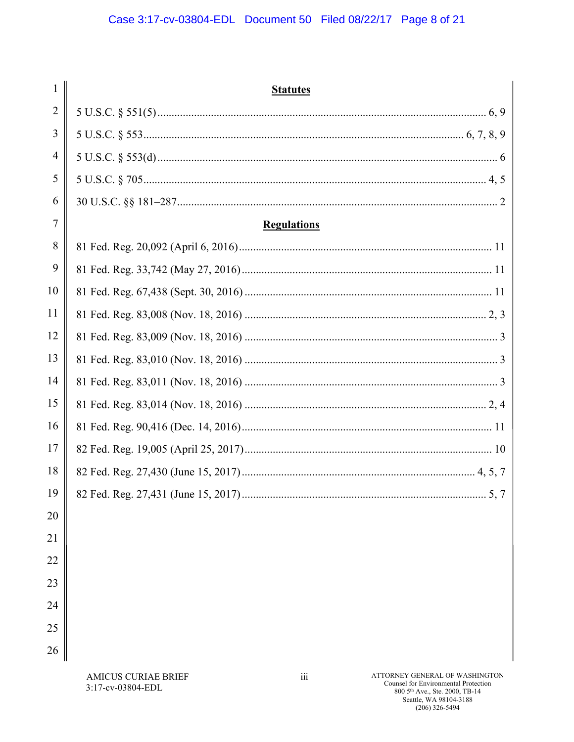## Statutes

5 U.S.C. § 551(5) .................................................................................................................. 6, 9

5 U.S.C. § 553 .............................................................................................................. 6, 7, 8, 9

5 U.S.C. § 553(d) ...................................................................................................................... 6

5 U.S.C. § 705 ....................................................................................................................... 4, 5

30 U.S.C. §§ 181–287 ................................................................................................................ 2

## Regulations

81 Fed. Reg. 20,092 (April 6, 2016) ....................................................................................... 11

81 Fed. Reg. 33,742 (May 27, 2016) ...................................................................................... 11

81 Fed. Reg. 67,438 (Sept. 30, 2016) ..................................................................................... 11

81 Fed. Reg. 83,008 (Nov. 18, 2016) .................................................................................... 2, 3

81 Fed. Reg. 83,009 (Nov. 18, 2016) ........................................................................................ 3

81 Fed. Reg. 83,010 (Nov. 18, 2016) ........................................................................................ 3

81 Fed. Reg. 83,011 (Nov. 18, 2016) ........................................................................................ 3

81 Fed. Reg. 83,014 (Nov. 18, 2016) .................................................................................... 2, 4

81 Fed. Reg. 90,416 (Dec. 14, 2016) ...................................................................................... 11

82 Fed. Reg. 19,005 (April 25, 2017) ..................................................................................... 10

82 Fed. Reg. 27,430 (June 15, 2017) ................................................................................. 4, 5, 7

82 Fed. Reg. 27,431 (June 15, 2017) ..................................................................................... 5, 7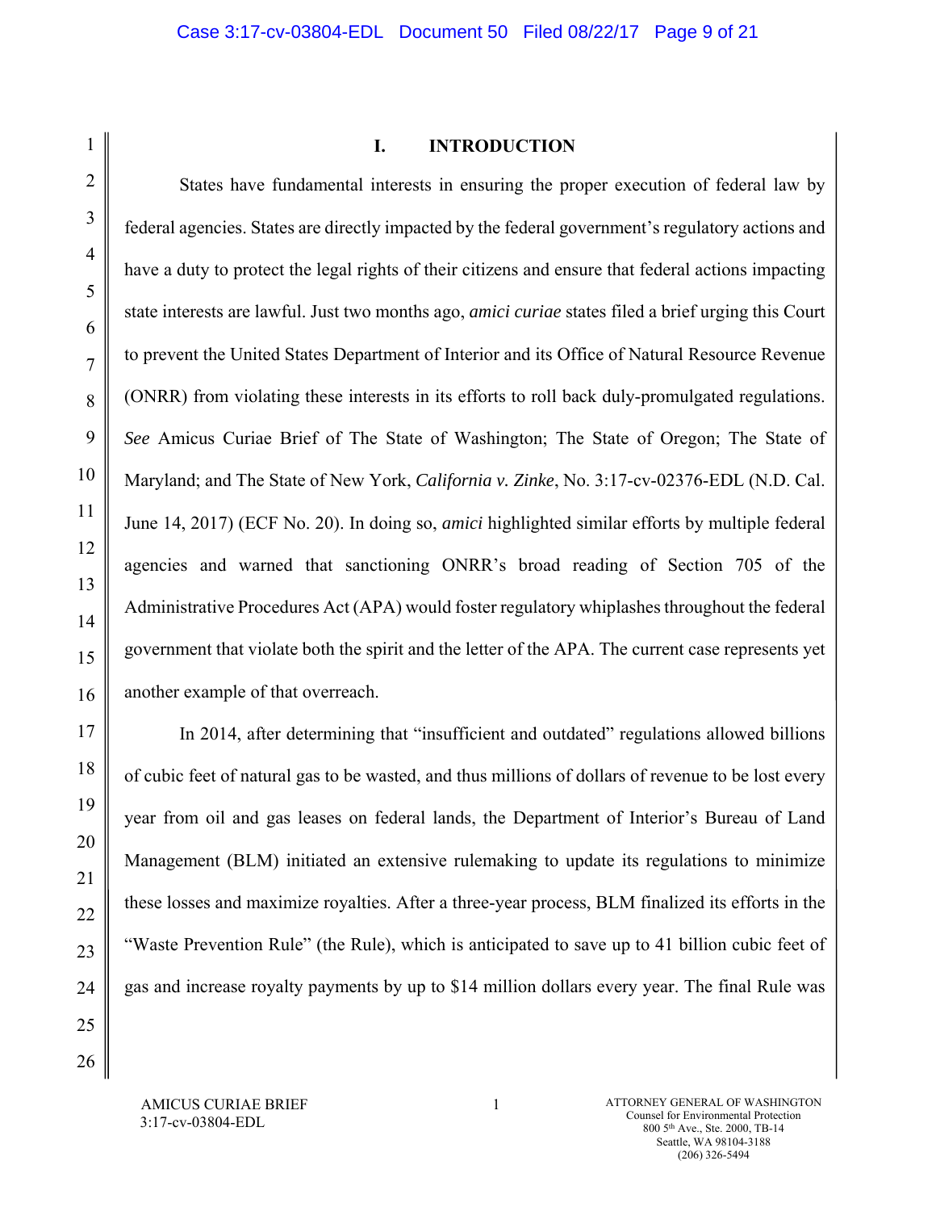## I. INTRODUCTION

States have fundamental interests in ensuring the proper execution of federal law by federal agencies. States are directly impacted by the federal government's regulatory actions and have a duty to protect the legal rights of their citizens and ensure that federal actions impacting state interests are lawful. Just two months ago, *amici curiae* states filed a brief urging this Court to prevent the United States Department of Interior and its Office of Natural Resource Revenue (ONRR) from violating these interests in its efforts to roll back duly-promulgated regulations. *See* Amicus Curiae Brief of The State of Washington; The State of Oregon; The State of Maryland; and The State of New York, *California v. Zinke*, No. 3:17-cv-02376-EDL (N.D. Cal. June 14, 2017) (ECF No. 20). In doing so, *amici* highlighted similar efforts by multiple federal agencies and warned that sanctioning ONRR's broad reading of Section 705 of the Administrative Procedures Act (APA) would foster regulatory whiplashes throughout the federal government that violate both the spirit and the letter of the APA. The current case represents yet another example of that overreach.

In 2014, after determining that "insufficient and outdated" regulations allowed billions of cubic feet of natural gas to be wasted, and thus millions of dollars of revenue to be lost every year from oil and gas leases on federal lands, the Department of Interior's Bureau of Land Management (BLM) initiated an extensive rulemaking to update its regulations to minimize these losses and maximize royalties. After a three-year process, BLM finalized its efforts in the "Waste Prevention Rule" (the Rule), which is anticipated to save up to 41 billion cubic feet of gas and increase royalty payments by up to $14 million dollars every year. The final Rule was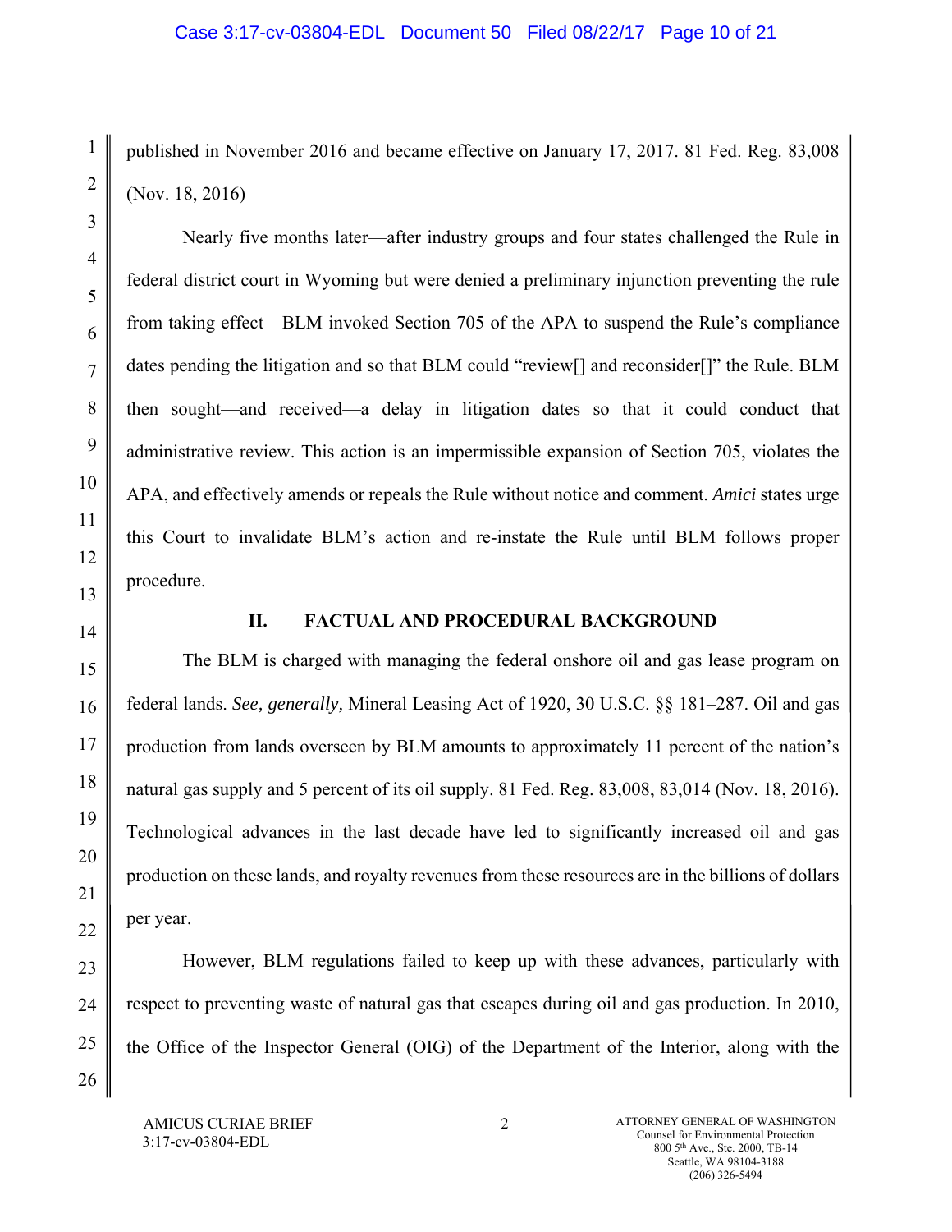published in November 2016 and became effective on January 17, 2017. 81 Fed. Reg. 83,008 (Nov. 18, 2016)

Nearly five months later—after industry groups and four states challenged the Rule in federal district court in Wyoming but were denied a preliminary injunction preventing the rule from taking effect—BLM invoked Section 705 of the APA to suspend the Rule's compliance dates pending the litigation and so that BLM could "review[] and reconsider[]" the Rule. BLM then sought—and received—a delay in litigation dates so that it could conduct that administrative review. This action is an impermissible expansion of Section 705, violates the APA, and effectively amends or repeals the Rule without notice and comment. *Amici* states urge this Court to invalidate BLM's action and re-instate the Rule until BLM follows proper procedure.

## II. FACTUAL AND PROCEDURAL BACKGROUND

The BLM is charged with managing the federal onshore oil and gas lease program on federal lands. *See, generally,* Mineral Leasing Act of 1920, 30 U.S.C. §§ 181–287. Oil and gas production from lands overseen by BLM amounts to approximately 11 percent of the nation's natural gas supply and 5 percent of its oil supply. 81 Fed. Reg. 83,008, 83,014 (Nov. 18, 2016). Technological advances in the last decade have led to significantly increased oil and gas production on these lands, and royalty revenues from these resources are in the billions of dollars per year.

However, BLM regulations failed to keep up with these advances, particularly with respect to preventing waste of natural gas that escapes during oil and gas production. In 2010, the Office of the Inspector General (OIG) of the Department of the Interior, along with the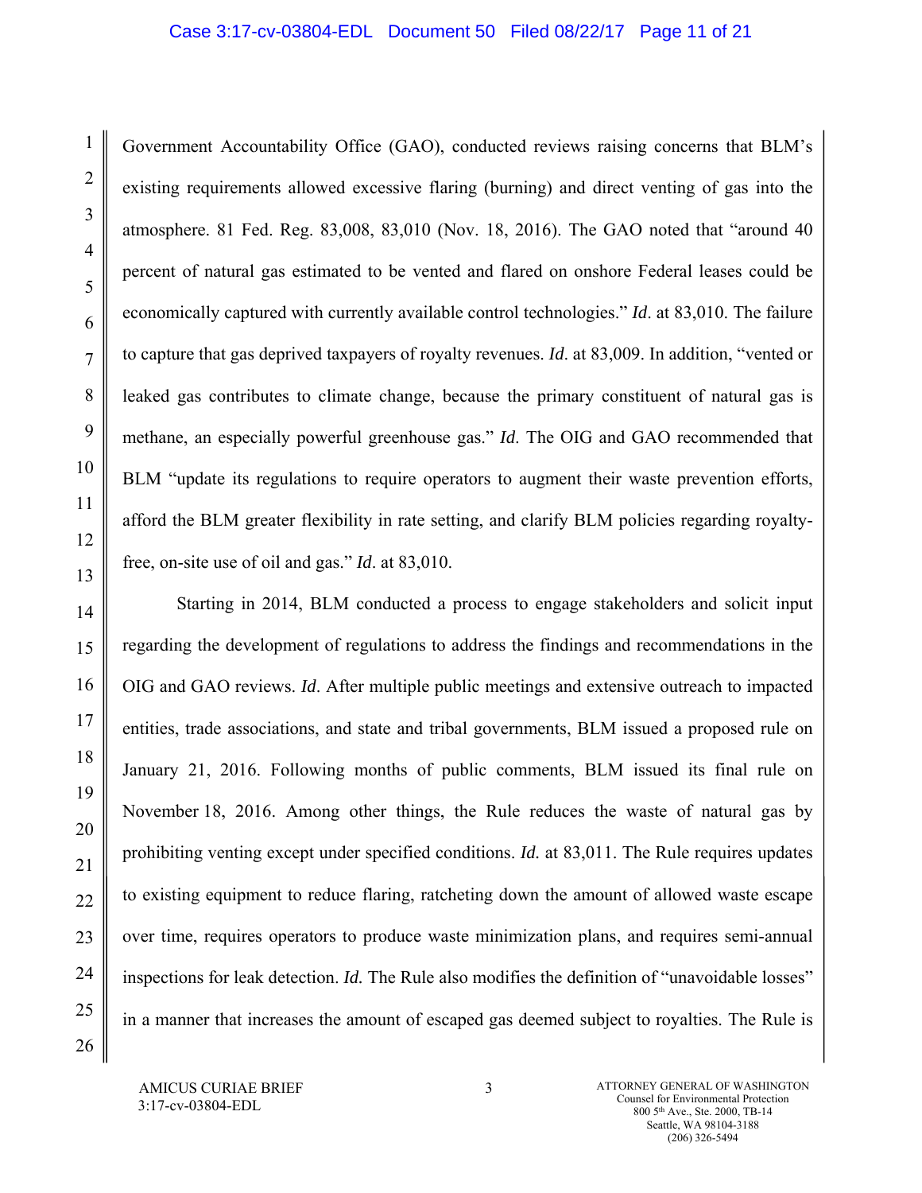Government Accountability Office (GAO), conducted reviews raising concerns that BLM's existing requirements allowed excessive flaring (burning) and direct venting of gas into the atmosphere. 81 Fed. Reg. 83,008, 83,010 (Nov. 18, 2016). The GAO noted that "around 40 percent of natural gas estimated to be vented and flared on onshore Federal leases could be economically captured with currently available control technologies." *Id*. at 83,010. The failure to capture that gas deprived taxpayers of royalty revenues. *Id*. at 83,009. In addition, "vented or leaked gas contributes to climate change, because the primary constituent of natural gas is methane, an especially powerful greenhouse gas." *Id*. The OIG and GAO recommended that BLM "update its regulations to require operators to augment their waste prevention efforts, afford the BLM greater flexibility in rate setting, and clarify BLM policies regarding royalty-free, on-site use of oil and gas." *Id*. at 83,010.

Starting in 2014, BLM conducted a process to engage stakeholders and solicit input regarding the development of regulations to address the findings and recommendations in the OIG and GAO reviews. *Id*. After multiple public meetings and extensive outreach to impacted entities, trade associations, and state and tribal governments, BLM issued a proposed rule on January 21, 2016. Following months of public comments, BLM issued its final rule on November 18, 2016. Among other things, the Rule reduces the waste of natural gas by prohibiting venting except under specified conditions. *Id.* at 83,011. The Rule requires updates to existing equipment to reduce flaring, ratcheting down the amount of allowed waste escape over time, requires operators to produce waste minimization plans, and requires semi-annual inspections for leak detection. *Id.* The Rule also modifies the definition of "unavoidable losses" in a manner that increases the amount of escaped gas deemed subject to royalties. The Rule is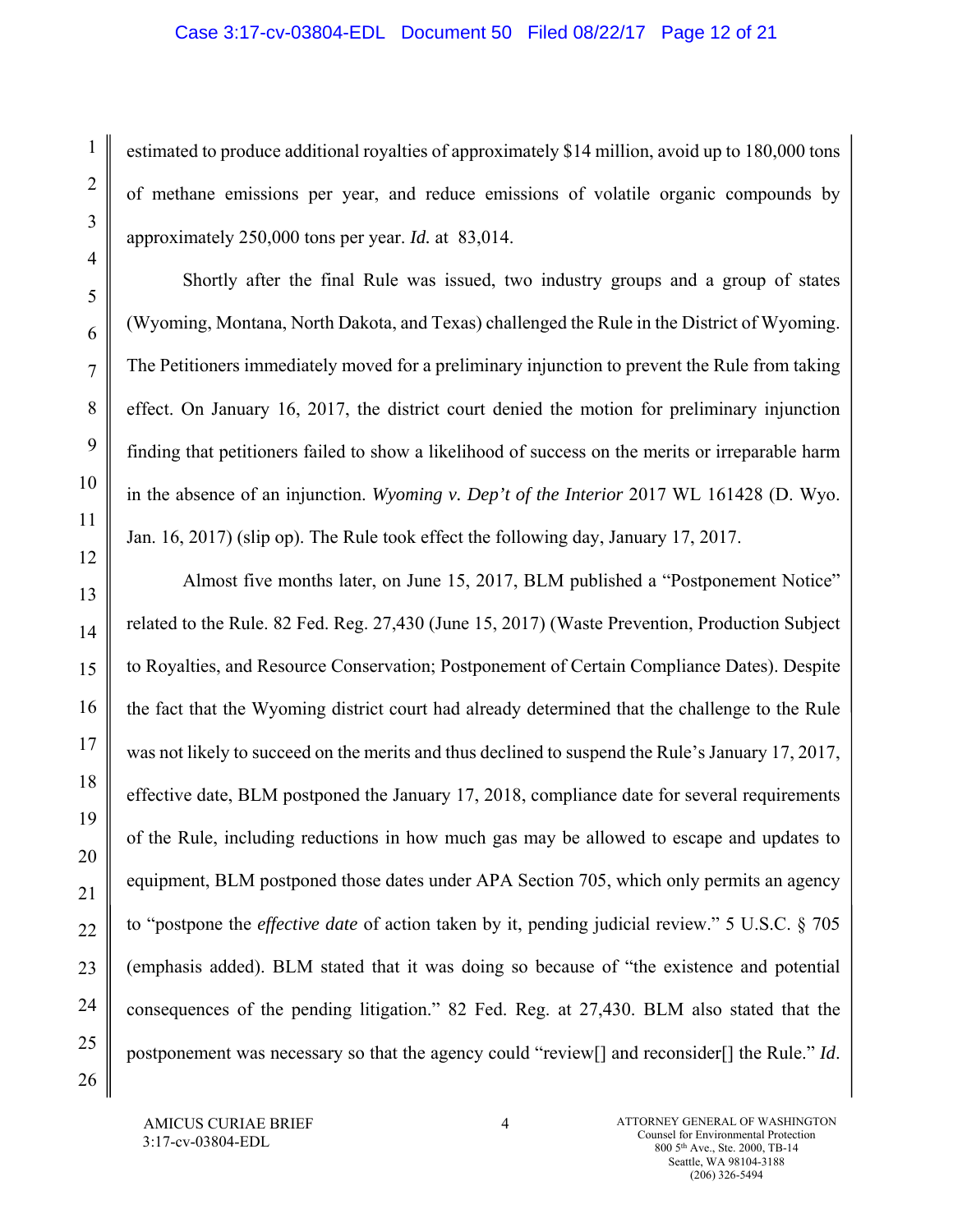estimated to produce additional royalties of approximately $14 million, avoid up to 180,000 tons of methane emissions per year, and reduce emissions of volatile organic compounds by approximately 250,000 tons per year. *Id.* at 83,014.

Shortly after the final Rule was issued, two industry groups and a group of states (Wyoming, Montana, North Dakota, and Texas) challenged the Rule in the District of Wyoming. The Petitioners immediately moved for a preliminary injunction to prevent the Rule from taking effect. On January 16, 2017, the district court denied the motion for preliminary injunction finding that petitioners failed to show a likelihood of success on the merits or irreparable harm in the absence of an injunction. *Wyoming v. Dep't of the Interior* 2017 WL 161428 (D. Wyo. Jan. 16, 2017) (slip op). The Rule took effect the following day, January 17, 2017.

Almost five months later, on June 15, 2017, BLM published a "Postponement Notice" related to the Rule. 82 Fed. Reg. 27,430 (June 15, 2017) (Waste Prevention, Production Subject to Royalties, and Resource Conservation; Postponement of Certain Compliance Dates). Despite the fact that the Wyoming district court had already determined that the challenge to the Rule was not likely to succeed on the merits and thus declined to suspend the Rule's January 17, 2017, effective date, BLM postponed the January 17, 2018, compliance date for several requirements of the Rule, including reductions in how much gas may be allowed to escape and updates to equipment, BLM postponed those dates under APA Section 705, which only permits an agency to "postpone the *effective date* of action taken by it, pending judicial review." 5 U.S.C. § 705 (emphasis added). BLM stated that it was doing so because of "the existence and potential consequences of the pending litigation." 82 Fed. Reg. at 27,430. BLM also stated that the postponement was necessary so that the agency could "review[] and reconsider[] the Rule." *Id*.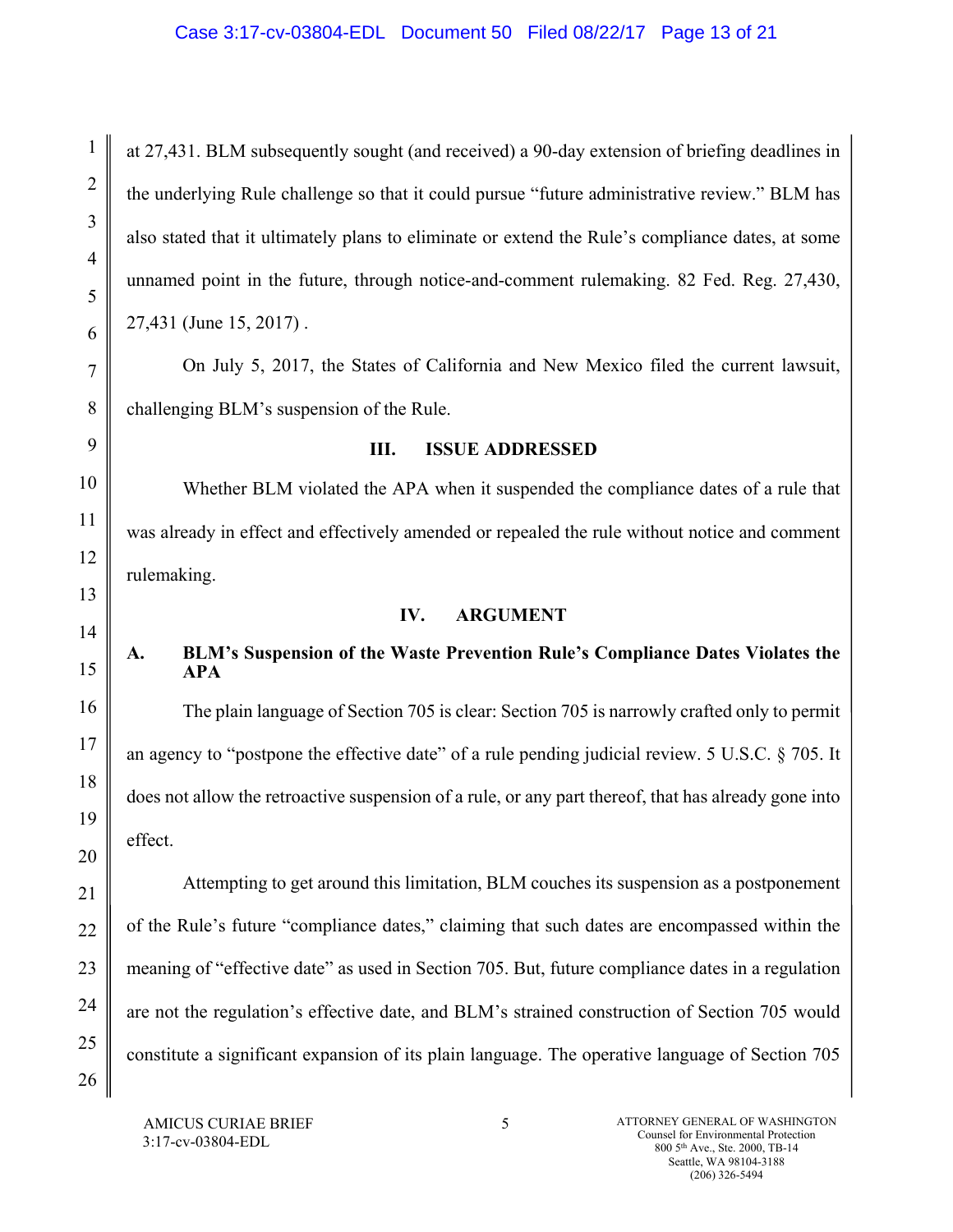at 27,431. BLM subsequently sought (and received) a 90-day extension of briefing deadlines in the underlying Rule challenge so that it could pursue "future administrative review." BLM has also stated that it ultimately plans to eliminate or extend the Rule's compliance dates, at some unnamed point in the future, through notice-and-comment rulemaking. 82 Fed. Reg. 27,430, 27,431 (June 15, 2017) .

On July 5, 2017, the States of California and New Mexico filed the current lawsuit, challenging BLM's suspension of the Rule.

## III. ISSUE ADDRESSED

Whether BLM violated the APA when it suspended the compliance dates of a rule that was already in effect and effectively amended or repealed the rule without notice and comment rulemaking.

## IV. ARGUMENT

### A. BLM's Suspension of the Waste Prevention Rule's Compliance Dates Violates the APA

The plain language of Section 705 is clear: Section 705 is narrowly crafted only to permit an agency to "postpone the effective date" of a rule pending judicial review. 5 U.S.C. § 705. It does not allow the retroactive suspension of a rule, or any part thereof, that has already gone into effect.

Attempting to get around this limitation, BLM couches its suspension as a postponement of the Rule's future "compliance dates," claiming that such dates are encompassed within the meaning of "effective date" as used in Section 705. But, future compliance dates in a regulation are not the regulation's effective date, and BLM's strained construction of Section 705 would constitute a significant expansion of its plain language. The operative language of Section 705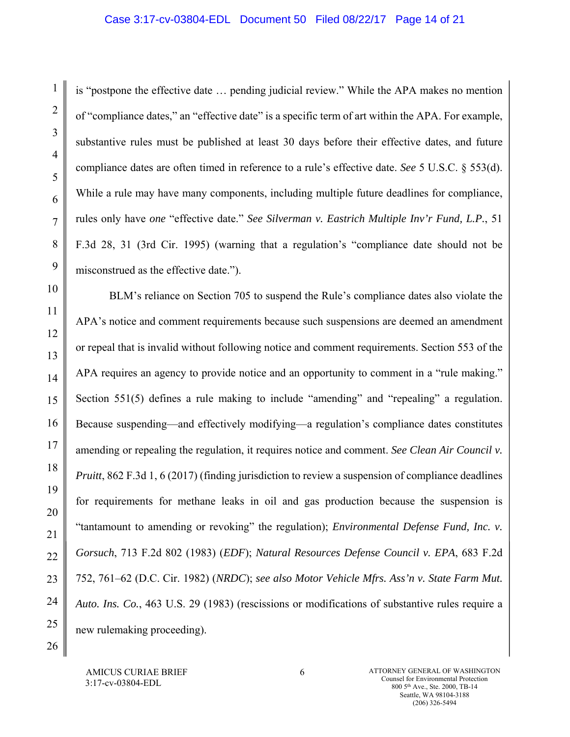is "postpone the effective date … pending judicial review." While the APA makes no mention of "compliance dates," an "effective date" is a specific term of art within the APA. For example, substantive rules must be published at least 30 days before their effective dates, and future compliance dates are often timed in reference to a rule's effective date. *See* 5 U.S.C. § 553(d). While a rule may have many components, including multiple future deadlines for compliance, rules only have *one* "effective date." *See Silverman v. Eastrich Multiple Inv'r Fund, L.P.*, 51 F.3d 28, 31 (3rd Cir. 1995) (warning that a regulation's "compliance date should not be misconstrued as the effective date.").

BLM's reliance on Section 705 to suspend the Rule's compliance dates also violate the APA's notice and comment requirements because such suspensions are deemed an amendment or repeal that is invalid without following notice and comment requirements. Section 553 of the APA requires an agency to provide notice and an opportunity to comment in a "rule making." Section 551(5) defines a rule making to include "amending" and "repealing" a regulation. Because suspending—and effectively modifying—a regulation's compliance dates constitutes amending or repealing the regulation, it requires notice and comment. *See Clean Air Council v. Pruitt*, 862 F.3d 1, 6 (2017) (finding jurisdiction to review a suspension of compliance deadlines for requirements for methane leaks in oil and gas production because the suspension is "tantamount to amending or revoking" the regulation); *Environmental Defense Fund, Inc. v. Gorsuch*, 713 F.2d 802 (1983) (*EDF*); *Natural Resources Defense Council v. EPA*, 683 F.2d 752, 761–62 (D.C. Cir. 1982) (*NRDC*); *see also Motor Vehicle Mfrs. Ass'n v. State Farm Mut. Auto. Ins. Co.*, 463 U.S. 29 (1983) (rescissions or modifications of substantive rules require a new rulemaking proceeding).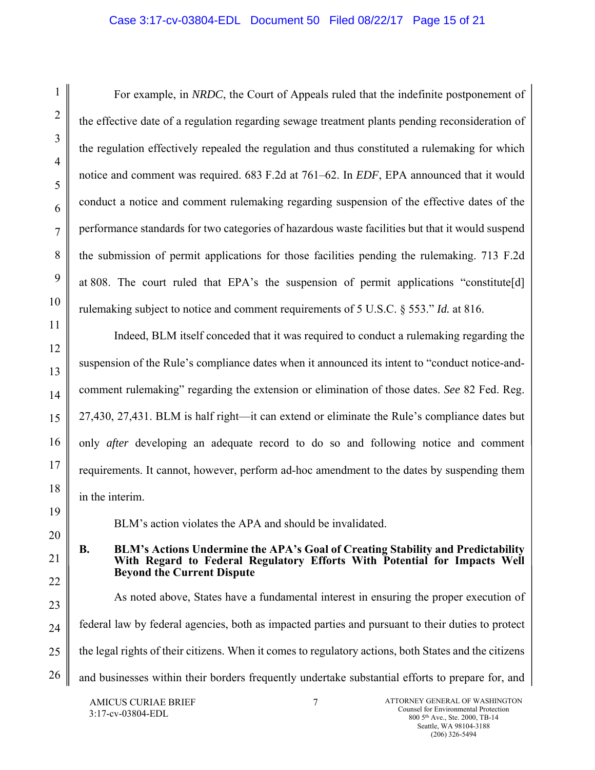For example, in *NRDC*, the Court of Appeals ruled that the indefinite postponement of the effective date of a regulation regarding sewage treatment plants pending reconsideration of the regulation effectively repealed the regulation and thus constituted a rulemaking for which notice and comment was required. 683 F.2d at 761–62. In *EDF*, EPA announced that it would conduct a notice and comment rulemaking regarding suspension of the effective dates of the performance standards for two categories of hazardous waste facilities but that it would suspend the submission of permit applications for those facilities pending the rulemaking. 713 F.2d at 808. The court ruled that EPA's the suspension of permit applications "constitute[d] rulemaking subject to notice and comment requirements of 5 U.S.C. § 553." ***Id.*** at 816.

Indeed, BLM itself conceded that it was required to conduct a rulemaking regarding the suspension of the Rule's compliance dates when it announced its intent to "conduct notice-and-comment rulemaking" regarding the extension or elimination of those dates. *See* 82 Fed. Reg. 27,430, 27,431. BLM is half right—it can extend or eliminate the Rule's compliance dates but only *after* developing an adequate record to do so and following notice and comment requirements. It cannot, however, perform ad-hoc amendment to the dates by suspending them in the interim.

BLM's action violates the APA and should be invalidated.

### B. BLM's Actions Undermine the APA's Goal of Creating Stability and Predictability With Regard to Federal Regulatory Efforts With Potential for Impacts Well Beyond the Current Dispute

As noted above, States have a fundamental interest in ensuring the proper execution of federal law by federal agencies, both as impacted parties and pursuant to their duties to protect the legal rights of their citizens. When it comes to regulatory actions, both States and the citizens and businesses within their borders frequently undertake substantial efforts to prepare for, and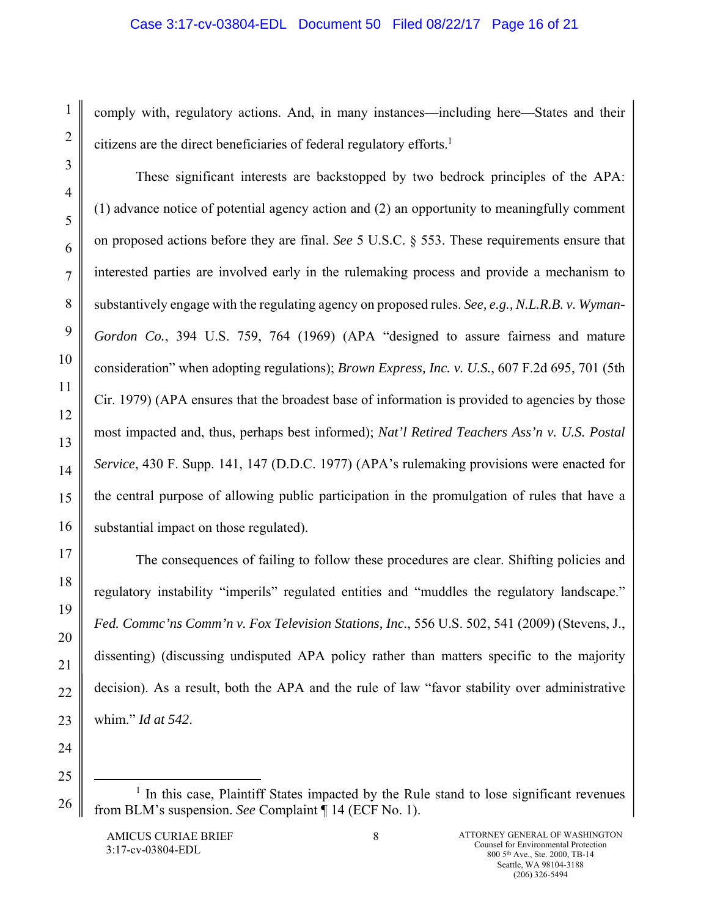comply with, regulatory actions. And, in many instances—including here—States and their citizens are the direct beneficiaries of federal regulatory efforts.[1]

These significant interests are backstopped by two bedrock principles of the APA: (1) advance notice of potential agency action and (2) an opportunity to meaningfully comment on proposed actions before they are final. *See* 5 U.S.C. § 553. These requirements ensure that interested parties are involved early in the rulemaking process and provide a mechanism to substantively engage with the regulating agency on proposed rules. *See, e.g.*, *N.L.R.B. v. Wyman-Gordon Co.*, 394 U.S. 759, 764 (1969) (APA "designed to assure fairness and mature consideration" when adopting regulations); *Brown Express, Inc. v. U.S.*, 607 F.2d 695, 701 (5th Cir. 1979) (APA ensures that the broadest base of information is provided to agencies by those most impacted and, thus, perhaps best informed); *Nat'l Retired Teachers Ass'n v. U.S. Postal Service*, 430 F. Supp. 141, 147 (D.D.C. 1977) (APA's rulemaking provisions were enacted for the central purpose of allowing public participation in the promulgation of rules that have a substantial impact on those regulated).

The consequences of failing to follow these procedures are clear. Shifting policies and regulatory instability "imperils" regulated entities and "muddles the regulatory landscape." *Fed. Commc'ns Comm'n v. Fox Television Stations, Inc.*, 556 U.S. 502, 541 (2009) (Stevens, J., dissenting) (discussing undisputed APA policy rather than matters specific to the majority decision). As a result, both the APA and the rule of law "favor stability over administrative whim." *Id at 542*.

---

[1] In this case, Plaintiff States impacted by the Rule stand to lose significant revenues from BLM's suspension. *See* Complaint ¶ 14 (ECF No. 1).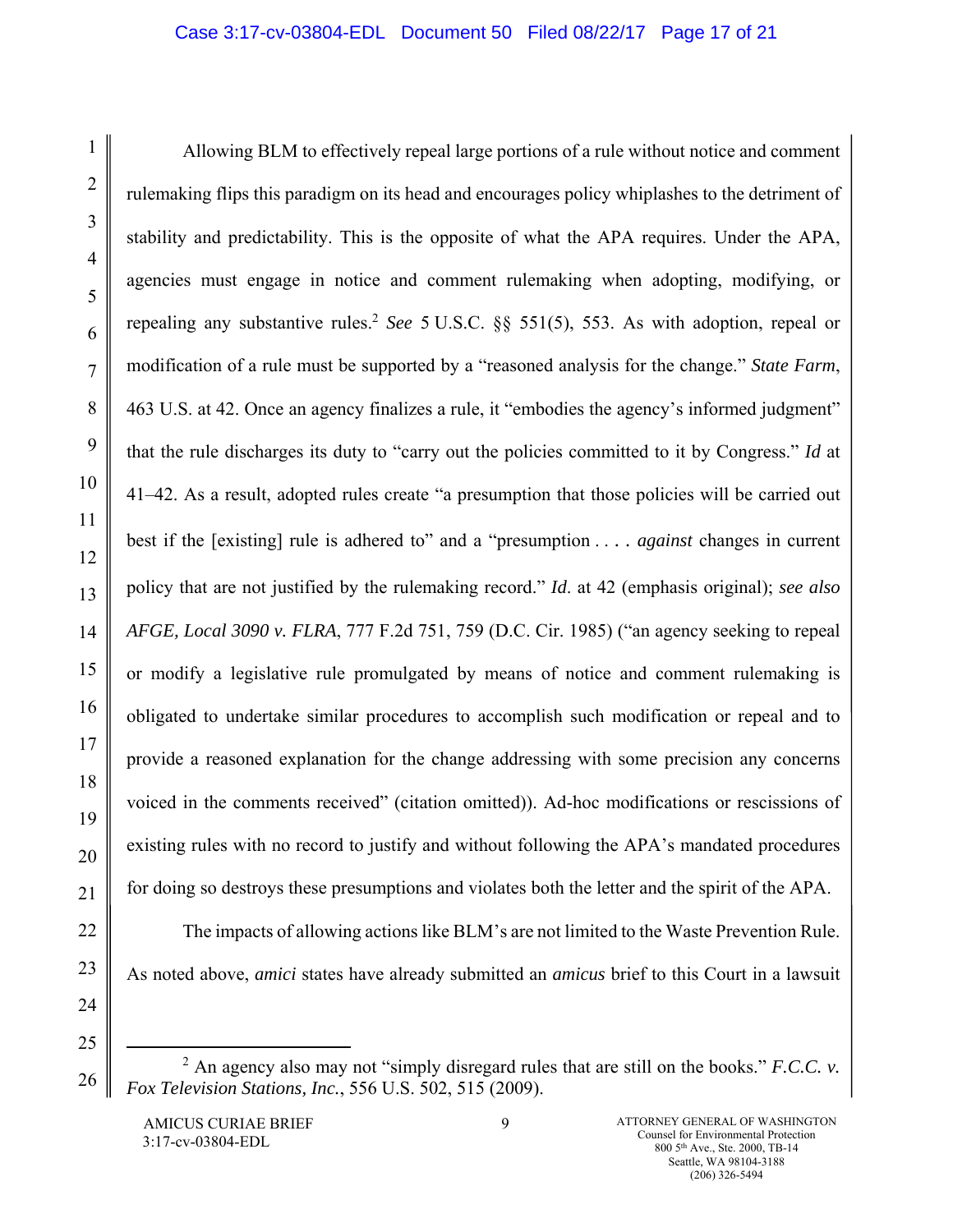Allowing BLM to effectively repeal large portions of a rule without notice and comment rulemaking flips this paradigm on its head and encourages policy whiplashes to the detriment of stability and predictability. This is the opposite of what the APA requires. Under the APA, agencies must engage in notice and comment rulemaking when adopting, modifying, or repealing any substantive rules.[2] *See* 5 U.S.C. §§ 551(5), 553. As with adoption, repeal or modification of a rule must be supported by a "reasoned analysis for the change." *State Farm*, 463 U.S. at 42. Once an agency finalizes a rule, it "embodies the agency's informed judgment" that the rule discharges its duty to "carry out the policies committed to it by Congress." *Id* at 41–42. As a result, adopted rules create "a presumption that those policies will be carried out best if the [existing] rule is adhered to" and a "presumption . . . . *against* changes in current policy that are not justified by the rulemaking record." *Id*. at 42 (emphasis original); *see also AFGE, Local 3090 v. FLRA*, 777 F.2d 751, 759 (D.C. Cir. 1985) ("an agency seeking to repeal or modify a legislative rule promulgated by means of notice and comment rulemaking is obligated to undertake similar procedures to accomplish such modification or repeal and to provide a reasoned explanation for the change addressing with some precision any concerns voiced in the comments received" (citation omitted)). Ad-hoc modifications or rescissions of existing rules with no record to justify and without following the APA's mandated procedures for doing so destroys these presumptions and violates both the letter and the spirit of the APA.

The impacts of allowing actions like BLM's are not limited to the Waste Prevention Rule. As noted above, *amici* states have already submitted an *amicus* brief to this Court in a lawsuit

---

[2] An agency also may not "simply disregard rules that are still on the books." *F.C.C. v. Fox Television Stations, Inc.*, 556 U.S. 502, 515 (2009).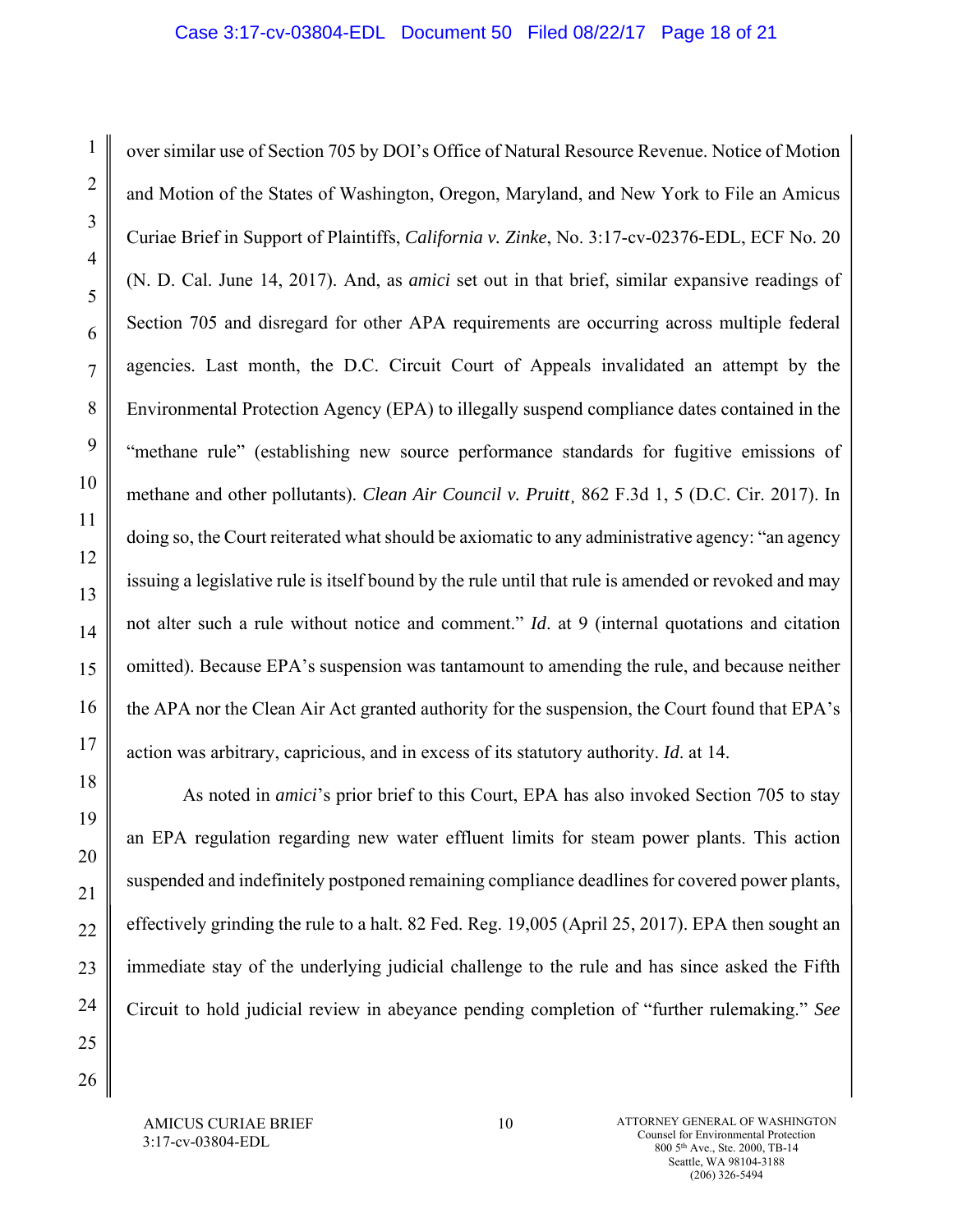over similar use of Section 705 by DOI's Office of Natural Resource Revenue. Notice of Motion and Motion of the States of Washington, Oregon, Maryland, and New York to File an Amicus Curiae Brief in Support of Plaintiffs, *California v. Zinke*, No. 3:17-cv-02376-EDL, ECF No. 20 (N. D. Cal. June 14, 2017). And, as *amici* set out in that brief, similar expansive readings of Section 705 and disregard for other APA requirements are occurring across multiple federal agencies. Last month, the D.C. Circuit Court of Appeals invalidated an attempt by the Environmental Protection Agency (EPA) to illegally suspend compliance dates contained in the "methane rule" (establishing new source performance standards for fugitive emissions of methane and other pollutants). *Clean Air Council v. Pruitt*¸ 862 F.3d 1, 5 (D.C. Cir. 2017). In doing so, the Court reiterated what should be axiomatic to any administrative agency: "an agency issuing a legislative rule is itself bound by the rule until that rule is amended or revoked and may not alter such a rule without notice and comment." *Id*. at 9 (internal quotations and citation omitted). Because EPA's suspension was tantamount to amending the rule, and because neither the APA nor the Clean Air Act granted authority for the suspension, the Court found that EPA's action was arbitrary, capricious, and in excess of its statutory authority. *Id.* at 14.

As noted in *amici*'s prior brief to this Court, EPA has also invoked Section 705 to stay an EPA regulation regarding new water effluent limits for steam power plants. This action suspended and indefinitely postponed remaining compliance deadlines for covered power plants, effectively grinding the rule to a halt. 82 Fed. Reg. 19,005 (April 25, 2017). EPA then sought an immediate stay of the underlying judicial challenge to the rule and has since asked the Fifth Circuit to hold judicial review in abeyance pending completion of "further rulemaking." *See*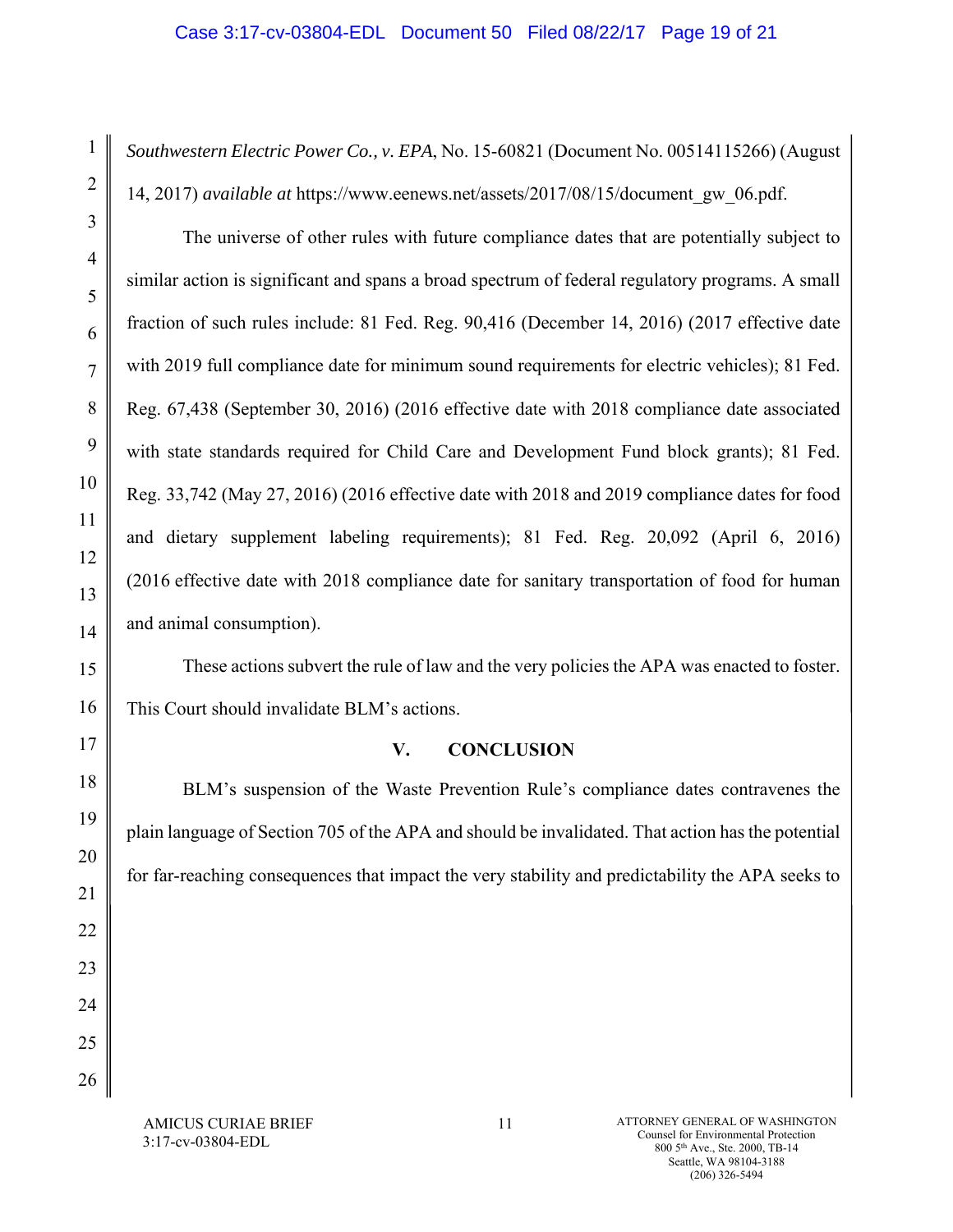*Southwestern Electric Power Co., v. EPA*, No. 15-60821 (Document No. 00514115266) (August 14, 2017) *available at* https://www.eenews.net/assets/2017/08/15/document_gw_06.pdf.

The universe of other rules with future compliance dates that are potentially subject to similar action is significant and spans a broad spectrum of federal regulatory programs. A small fraction of such rules include: 81 Fed. Reg. 90,416 (December 14, 2016) (2017 effective date with 2019 full compliance date for minimum sound requirements for electric vehicles); 81 Fed. Reg. 67,438 (September 30, 2016) (2016 effective date with 2018 compliance date associated with state standards required for Child Care and Development Fund block grants); 81 Fed. Reg. 33,742 (May 27, 2016) (2016 effective date with 2018 and 2019 compliance dates for food and dietary supplement labeling requirements); 81 Fed. Reg. 20,092 (April 6, 2016) (2016 effective date with 2018 compliance date for sanitary transportation of food for human and animal consumption).

These actions subvert the rule of law and the very policies the APA was enacted to foster. This Court should invalidate BLM's actions.

## V. CONCLUSION

BLM's suspension of the Waste Prevention Rule's compliance dates contravenes the plain language of Section 705 of the APA and should be invalidated. That action has the potential for far-reaching consequences that impact the very stability and predictability the APA seeks to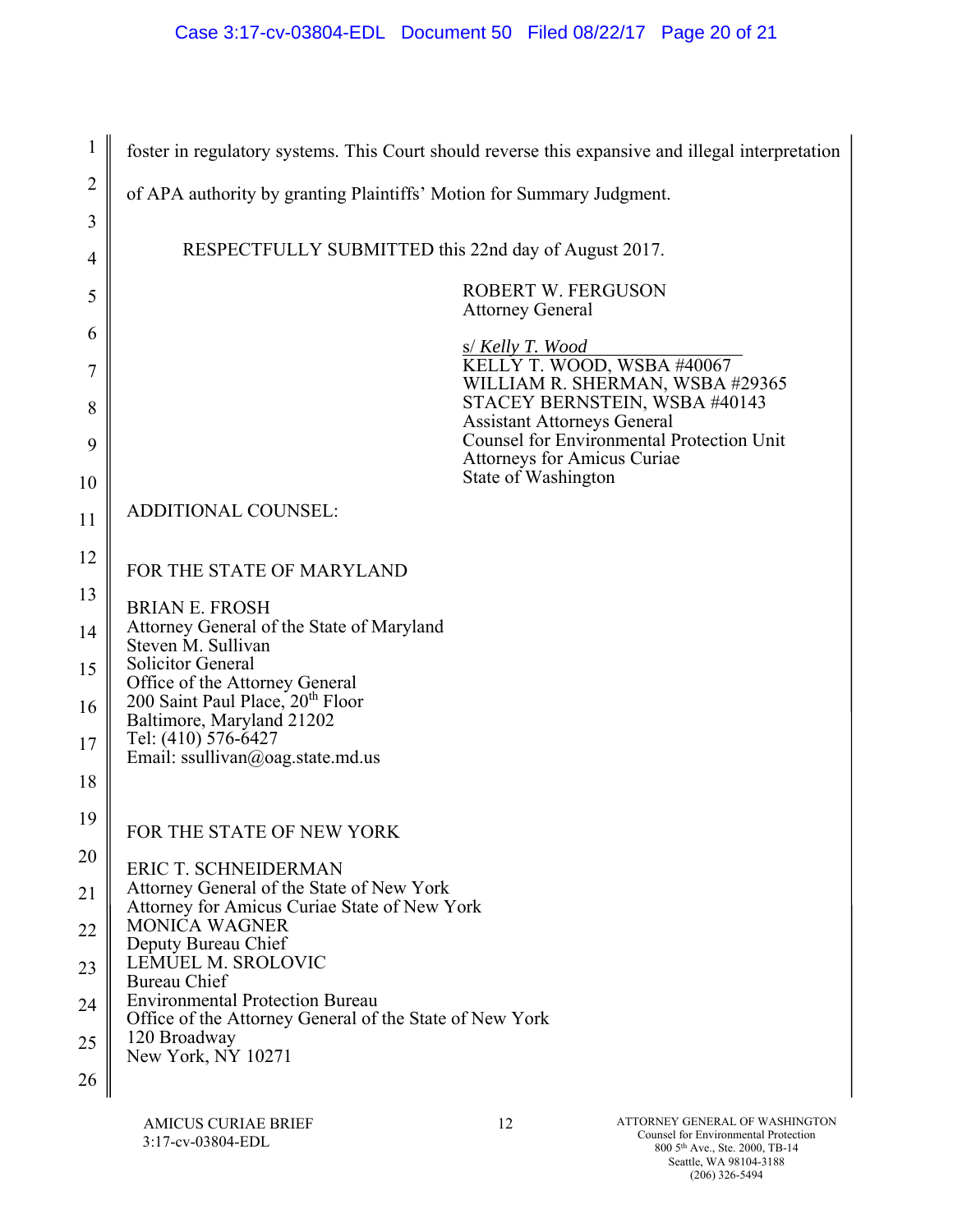foster in regulatory systems. This Court should reverse this expansive and illegal interpretation of APA authority by granting Plaintiffs' Motion for Summary Judgment.

RESPECTFULLY SUBMITTED this 22nd day of August 2017.

ROBERT W. FERGUSON
Attorney General

s/ *Kelly T. Wood*
KELLY T. WOOD, WSBA #40067
WILLIAM R. SHERMAN, WSBA #29365
STACEY BERNSTEIN, WSBA #40143
Assistant Attorneys General
Counsel for Environmental Protection Unit
Attorneys for Amicus Curiae
State of Washington

ADDITIONAL COUNSEL:

FOR THE STATE OF MARYLAND

BRIAN E. FROSH
Attorney General of the State of Maryland
Steven M. Sullivan
Solicitor General
Office of the Attorney General
200 Saint Paul Place, 20th Floor
Baltimore, Maryland 21202
Tel: (410) 576-6427
Email: ssullivan@oag.state.md.us

FOR THE STATE OF NEW YORK

ERIC T. SCHNEIDERMAN
Attorney General of the State of New York
Attorney for Amicus Curiae State of New York
MONICA WAGNER
Deputy Bureau Chief
LEMUEL M. SROLOVIC
Bureau Chief
Environmental Protection Bureau
Office of the Attorney General of the State of New York
120 Broadway
New York, NY 10271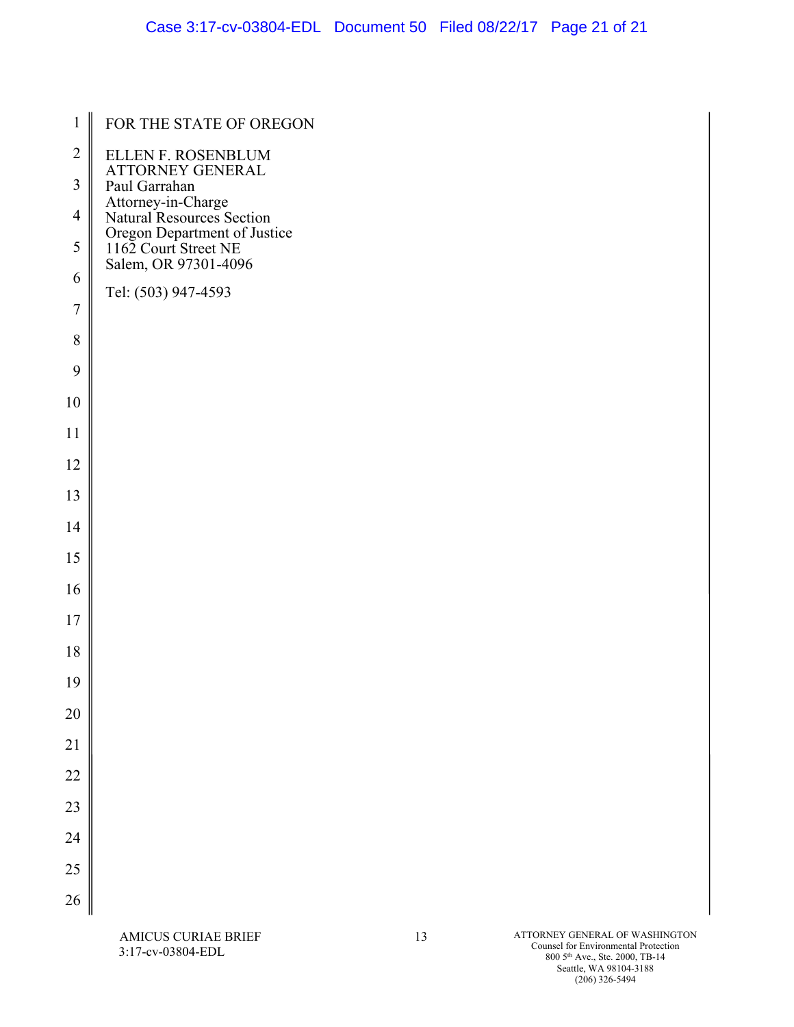FOR THE STATE OF OREGON

ELLEN F. ROSENBLUM
ATTORNEY GENERAL
Paul Garrahan
Attorney-in-Charge
Natural Resources Section
Oregon Department of Justice
1162 Court Street NE
Salem, OR 97301-4096

Tel: (503) 947-4593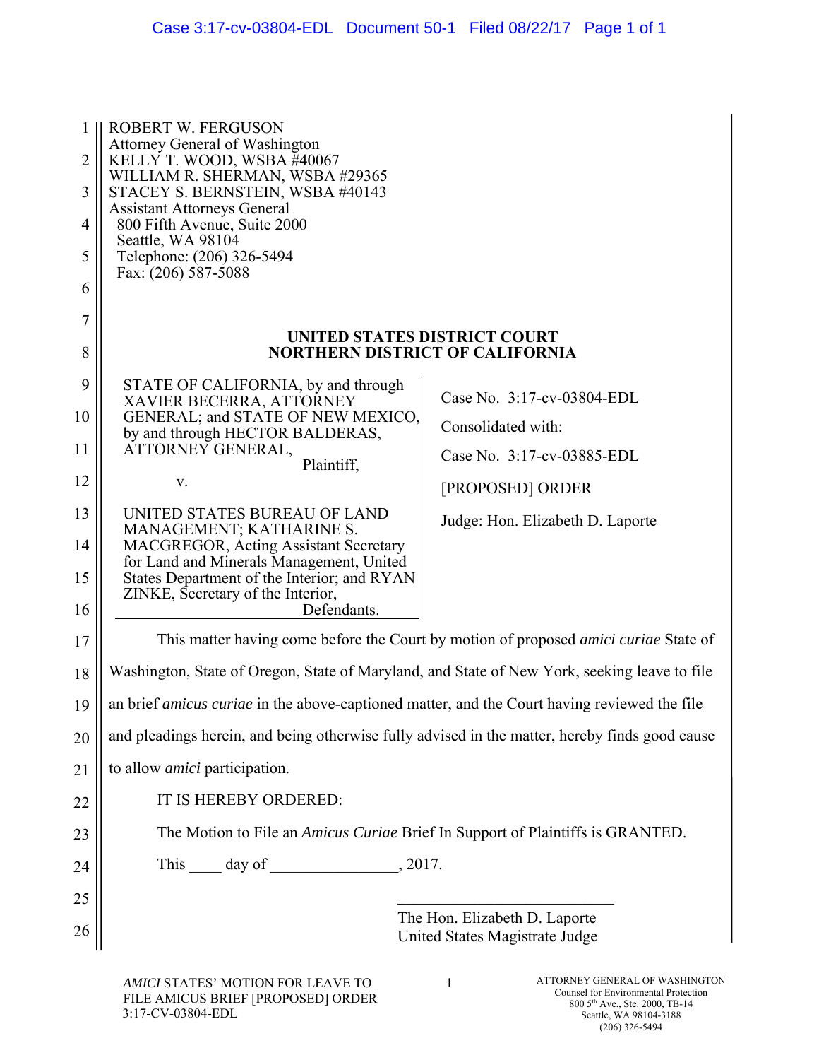ROBERT W. FERGUSON
Attorney General of Washington
KELLY T. WOOD, WSBA #40067
WILLIAM R. SHERMAN, WSBA #29365
STACEY S. BERNSTEIN, WSBA #40143
Assistant Attorneys General
800 Fifth Avenue, Suite 2000
Seattle, WA 98104
Telephone: (206) 326-5494
Fax: (206) 587-5088

**UNITED STATES DISTRICT COURT**
**NORTHERN DISTRICT OF CALIFORNIA**

| | |
|---|---|
| STATE OF CALIFORNIA, by and through XAVIER BECERRA, ATTORNEY GENERAL; and STATE OF NEW MEXICO, by and through HECTOR BALDERAS, ATTORNEY GENERAL,<br>Plaintiff,<br>v.<br>UNITED STATES BUREAU OF LAND MANAGEMENT; KATHARINE S. MACGREGOR, Acting Assistant Secretary for Land and Minerals Management, United States Department of the Interior; and RYAN ZINKE, Secretary of the Interior,<br>Defendants. | Case No. 3:17-cv-03804-EDL<br>Consolidated with:<br>Case No. 3:17-cv-03885-EDL<br>[PROPOSED] ORDER<br>Judge: Hon. Elizabeth D. Laporte |

This matter having come before the Court by motion of proposed *amici curiae* State of Washington, State of Oregon, State of Maryland, and State of New York, seeking leave to file an brief *amicus curiae* in the above-captioned matter, and the Court having reviewed the file and pleadings herein, and being otherwise fully advised in the matter, hereby finds good cause to allow *amici* participation.

IT IS HEREBY ORDERED:

The Motion to File an *Amicus Curiae* Brief In Support of Plaintiffs is GRANTED.

This ____ day of ________________, 2017.

______________________________
The Hon. Elizabeth D. Laporte
United States Magistrate Judge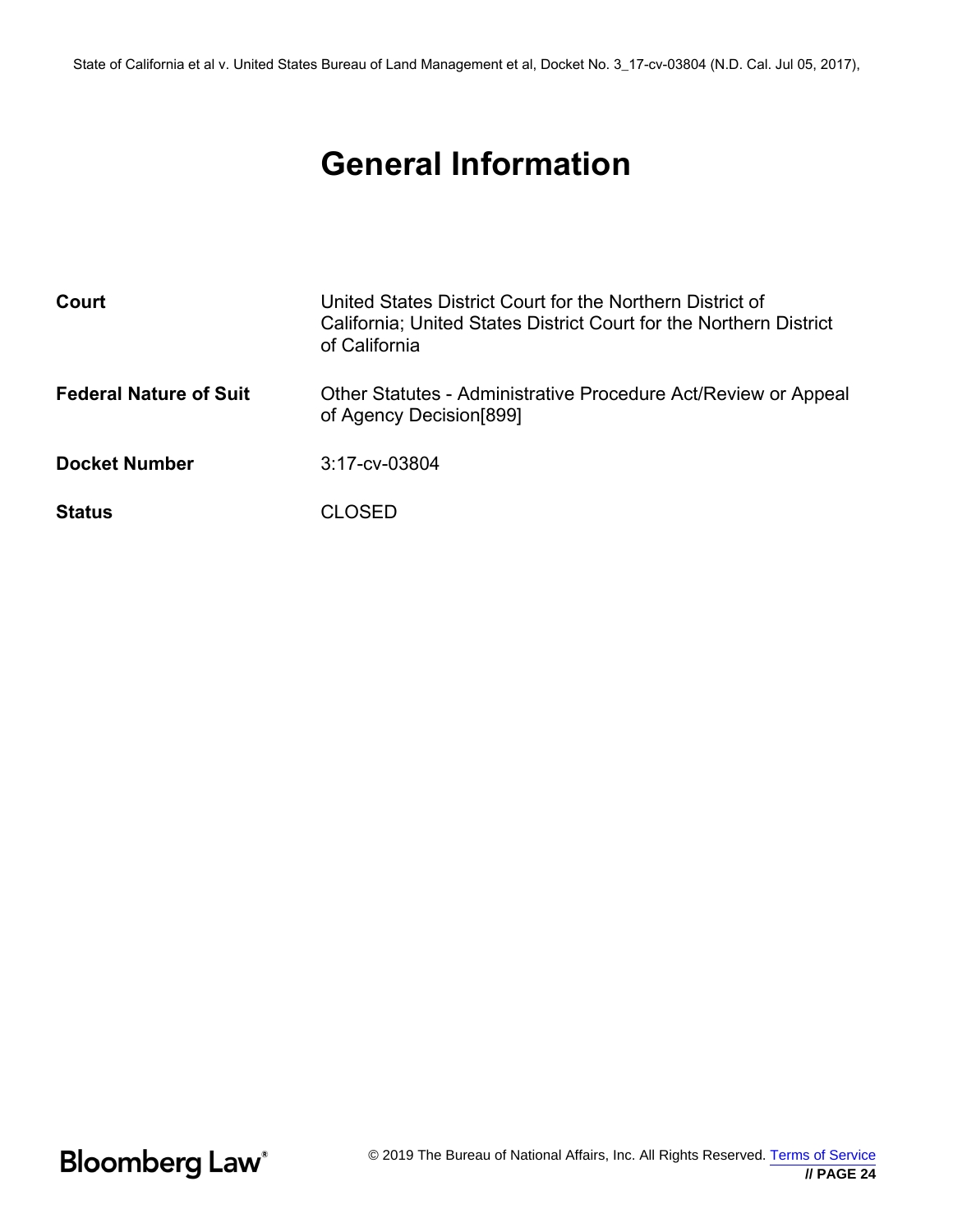# General Information

| | |
|---|---|
| **Court** | United States District Court for the Northern District of California; United States District Court for the Northern District of California |
| **Federal Nature of Suit** | Other Statutes - Administrative Procedure Act/Review or Appeal of Agency Decision[899] |
| **Docket Number** | 3:17-cv-03804 |
| **Status** | CLOSED |